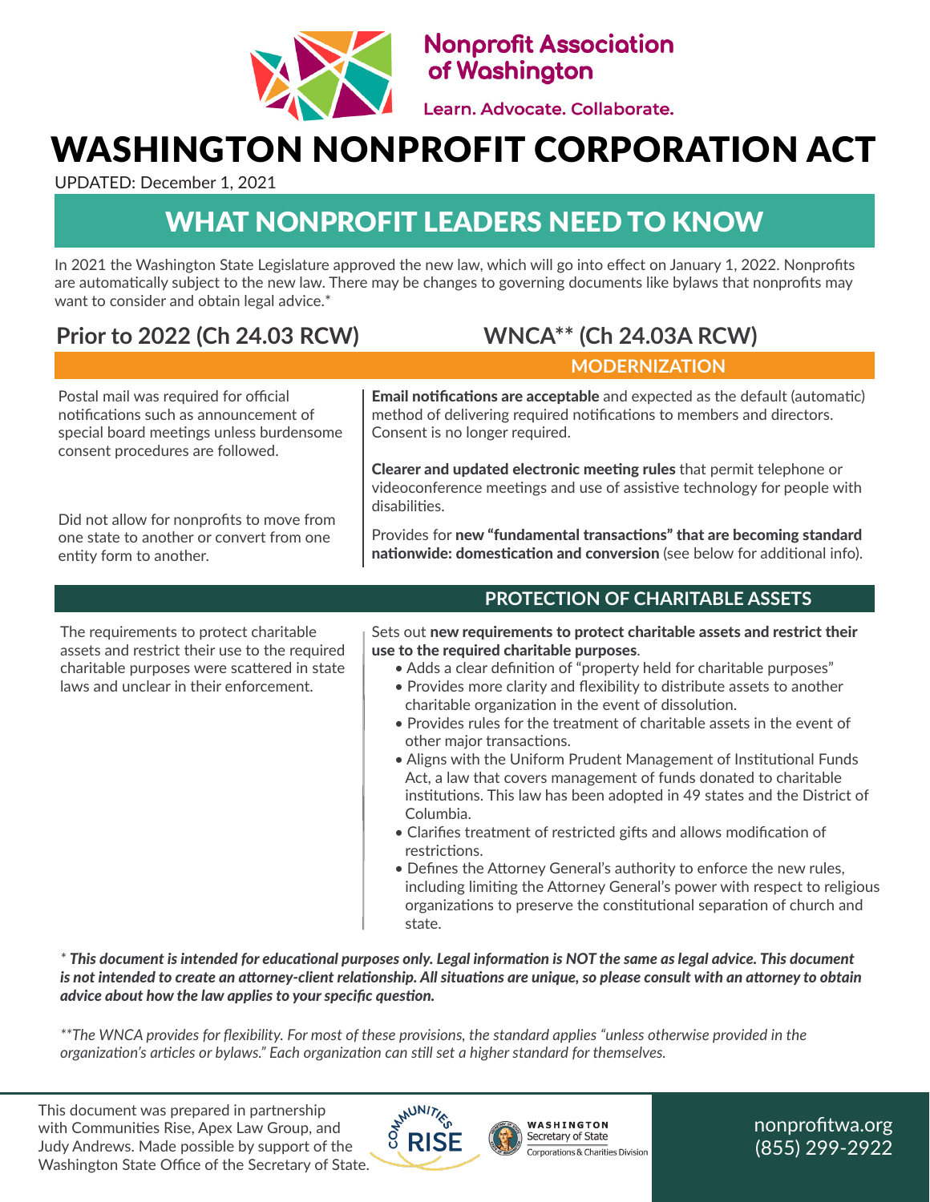Nonprofit Association of Washington

Learn. Advocate. Collaborate.

# WASHINGTON NONPROFIT CORPORATION ACT

UPDATED: December 1, 2021

## WHAT NONPROFIT LEADERS NEED TO KNOW

In 2021 the Washington State Legislature approved the new law, which will go into effect on January 1, 2022. Nonprofits are automatically subject to the new law. There may be changes to governing documents like bylaws that nonprofits may want to consider and obtain legal advice.*

| Prior to 2022 (Ch 24.03 RCW) | WNCA** (Ch 24.03A RCW) |
|---|---|
| | **MODERNIZATION** |
| Postal mail was required for official notifications such as announcement of special board meetings unless burdensome consent procedures are followed. | **Email notifications are acceptable** and expected as the default (automatic) method of delivering required notifications to members and directors. Consent is no longer required. |
| | **Clearer and updated electronic meeting rules** that permit telephone or videoconference meetings and use of assistive technology for people with disabilities. |
| Did not allow for nonprofits to move from one state to another or convert from one entity form to another. | Provides for **new "fundamental transactions" that are becoming standard nationwide: domestication and conversion** (see below for additional info). |
| | **PROTECTION OF CHARITABLE ASSETS** |
| The requirements to protect charitable assets and restrict their use to the required charitable purposes were scattered in state laws and unclear in their enforcement. | Sets out **new requirements to protect charitable assets and restrict their use to the required charitable purposes**.<br>• Adds a clear definition of "property held for charitable purposes"<br>• Provides more clarity and flexibility to distribute assets to another charitable organization in the event of dissolution.<br>• Provides rules for the treatment of charitable assets in the event of other major transactions.<br>• Aligns with the Uniform Prudent Management of Institutional Funds Act, a law that covers management of funds donated to charitable institutions. This law has been adopted in 49 states and the District of Columbia.<br>• Clarifies treatment of restricted gifts and allows modification of restrictions.<br>• Defines the Attorney General's authority to enforce the new rules, including limiting the Attorney General's power with respect to religious organizations to preserve the constitutional separation of church and state. |

*\* This document is intended for educational purposes only. Legal information is NOT the same as legal advice. This document is not intended to create an attorney-client relationship. All situations are unique, so please consult with an attorney to obtain advice about how the law applies to your specific question.*

*\*\*The WNCA provides for flexibility. For most of these provisions, the standard applies "unless otherwise provided in the organization's articles or bylaws." Each organization can still set a higher standard for themselves.*

This document was prepared in partnership with Communities Rise, Apex Law Group, and Judy Andrews. Made possible by support of the Washington State Office of the Secretary of State.

Communities Rise | Washington Secretary of State, Corporations & Charities Division

nonprofitwa.org
(855) 299-2922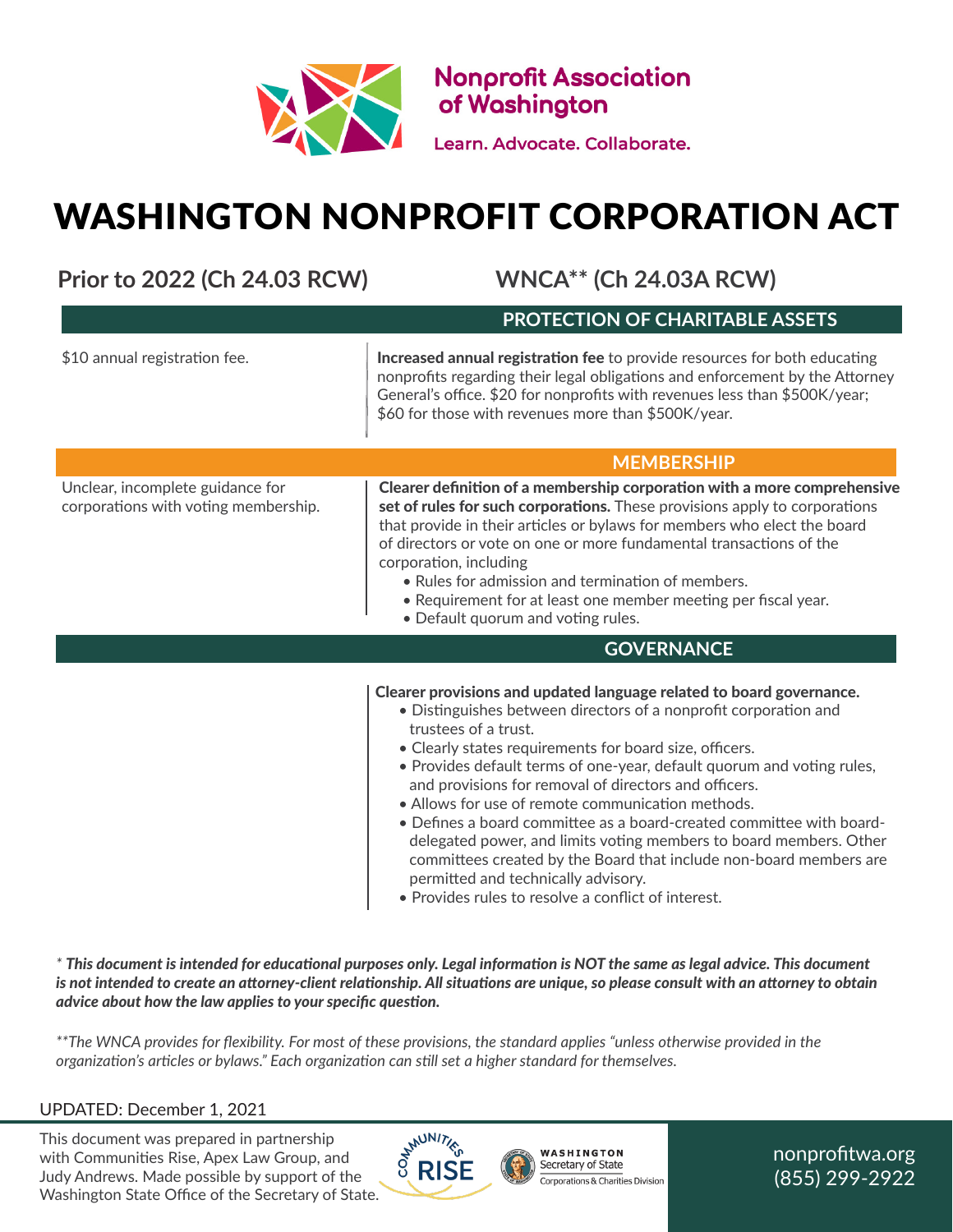Nonprofit Association of Washington

Learn. Advocate. Collaborate.

# WASHINGTON NONPROFIT CORPORATION ACT

| Prior to 2022 (Ch 24.03 RCW) | WNCA** (Ch 24.03A RCW) |
|---|---|
| | **PROTECTION OF CHARITABLE ASSETS** |
| $10 annual registration fee. | **Increased annual registration fee** to provide resources for both educating nonprofits regarding their legal obligations and enforcement by the Attorney General's office. $20 for nonprofits with revenues less than $500K/year; $60 for those with revenues more than $500K/year. |
| | **MEMBERSHIP** |
| Unclear, incomplete guidance for corporations with voting membership. | **Clearer definition of a membership corporation with a more comprehensive set of rules for such corporations.** These provisions apply to corporations that provide in their articles or bylaws for members who elect the board of directors or vote on one or more fundamental transactions of the corporation, including<br>• Rules for admission and termination of members.<br>• Requirement for at least one member meeting per fiscal year.<br>• Default quorum and voting rules. |
| | **GOVERNANCE** |
| | **Clearer provisions and updated language related to board governance.**<br>• Distinguishes between directors of a nonprofit corporation and trustees of a trust.<br>• Clearly states requirements for board size, officers.<br>• Provides default terms of one-year, default quorum and voting rules, and provisions for removal of directors and officers.<br>• Allows for use of remote communication methods.<br>• Defines a board committee as a board-created committee with board-delegated power, and limits voting members to board members. Other committees created by the Board that include non-board members are permitted and technically advisory.<br>• Provides rules to resolve a conflict of interest. |

* ***This document is intended for educational purposes only. Legal information is NOT the same as legal advice. This document is not intended to create an attorney-client relationship. All situations are unique, so please consult with an attorney to obtain advice about how the law applies to your specific question.***

*\*\*The WNCA provides for flexibility. For most of these provisions, the standard applies "unless otherwise provided in the organization's articles or bylaws." Each organization can still set a higher standard for themselves.*

UPDATED: December 1, 2021

This document was prepared in partnership with Communities Rise, Apex Law Group, and Judy Andrews. Made possible by support of the Washington State Office of the Secretary of State.

Communities Rise

Washington Secretary of State, Corporations & Charities Division

nonprofitwa.org
(855) 299-2922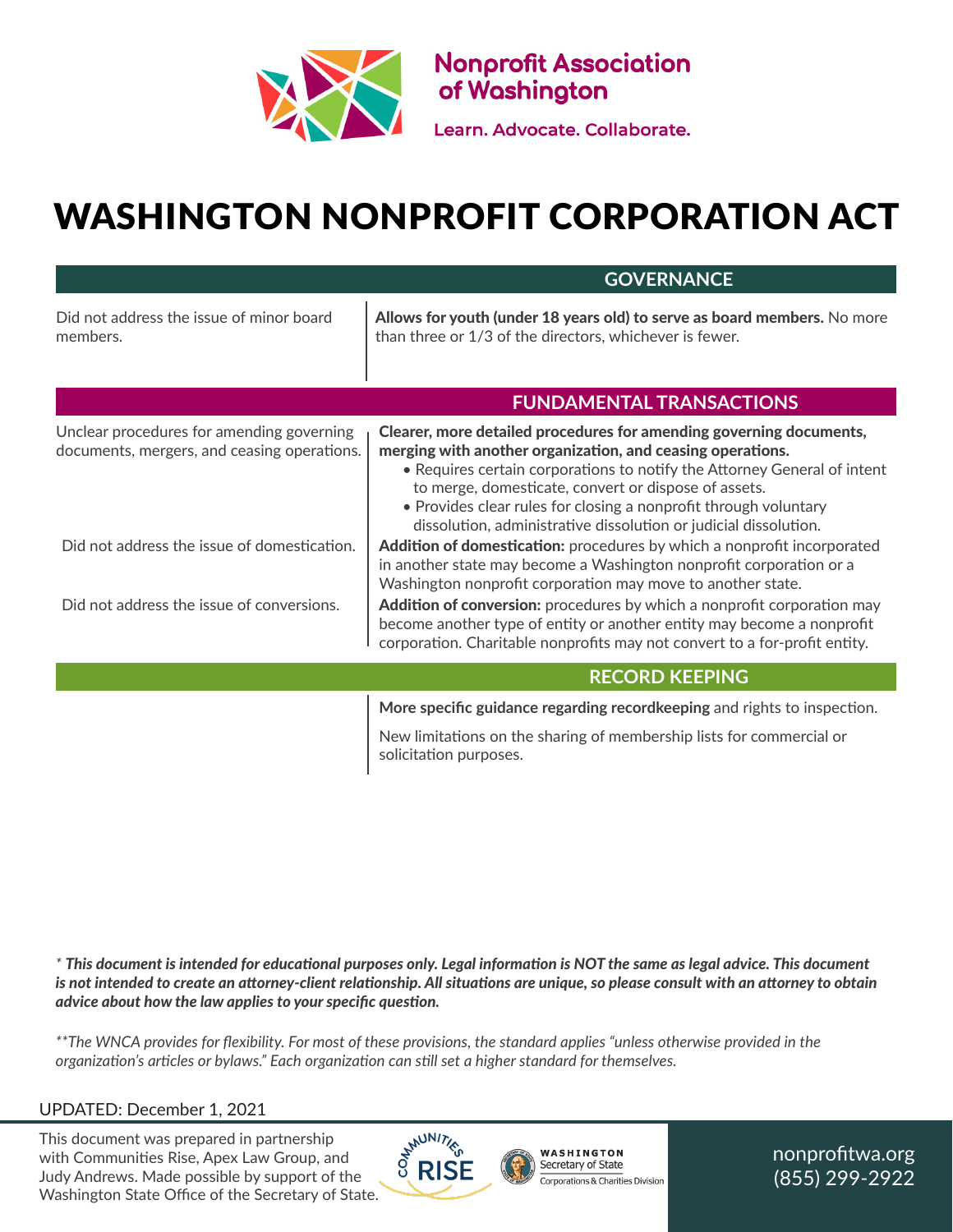Nonprofit Association of Washington

Learn. Advocate. Collaborate.

# WASHINGTON NONPROFIT CORPORATION ACT

## GOVERNANCE

| | |
|---|---|
| Did not address the issue of minor board members. | **Allows for youth (under 18 years old) to serve as board members.** No more than three or 1/3 of the directors, whichever is fewer. |

## FUNDAMENTAL TRANSACTIONS

| | |
|---|---|
| Unclear procedures for amending governing documents, mergers, and ceasing operations. | **Clearer, more detailed procedures for amending governing documents, merging with another organization, and ceasing operations.**<br>• Requires certain corporations to notify the Attorney General of intent to merge, domesticate, convert or dispose of assets.<br>• Provides clear rules for closing a nonprofit through voluntary dissolution, administrative dissolution or judicial dissolution. |
| Did not address the issue of domestication. | **Addition of domestication:** procedures by which a nonprofit incorporated in another state may become a Washington nonprofit corporation or a Washington nonprofit corporation may move to another state. |
| Did not address the issue of conversions. | **Addition of conversion:** procedures by which a nonprofit corporation may become another type of entity or another entity may become a nonprofit corporation. Charitable nonprofits may not convert to a for-profit entity. |

## RECORD KEEPING

| | |
|---|---|
| | **More specific guidance regarding recordkeeping** and rights to inspection.<br><br>New limitations on the sharing of membership lists for commercial or solicitation purposes. |

*\* **This document is intended for educational purposes only. Legal information is NOT the same as legal advice. This document is not intended to create an attorney-client relationship. All situations are unique, so please consult with an attorney to obtain advice about how the law applies to your specific question.***

*\*\*The WNCA provides for flexibility. For most of these provisions, the standard applies "unless otherwise provided in the organization's articles or bylaws." Each organization can still set a higher standard for themselves.*

UPDATED: December 1, 2021

This document was prepared in partnership with Communities Rise, Apex Law Group, and Judy Andrews. Made possible by support of the Washington State Office of the Secretary of State.

Communities Rise

Washington Secretary of State Corporations & Charities Division

nonprofitwa.org
(855) 299-2922